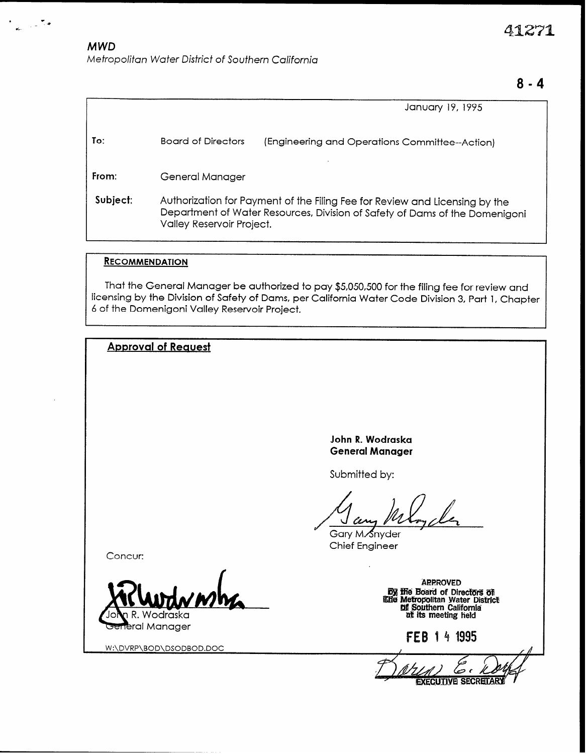41271

**MWD**

*Metropolitan Water District of Southern California*

8 - 4

January 19, 1995

**To:** Board of Directors (Engineering and Operations Committee--Action)

**From:** General Manager

**Subject:** Authorization for Payment of the Filing Fee for Review and Licensing by the Department of Water Resources, Division of Safety of Dams of the Domenigoni Valley Reservoir Project.

**RECOMMENDATION**

That the General Manager be authorized to pay $5,050,500 for the filing fee for review and licensing by the Division of Safety of Dams, per California Water Code Division 3, Part 1, Chapter 6 of the Domenigoni Valley Reservoir Project.

**Approval of Request**

**John R. Wodraska**
**General Manager**

Submitted by:

Gary M. Snyder
Chief Engineer

Concur:

John R. Wodraska
General Manager

APPROVED
By the Board of Directors of
The Metropolitan Water District
of Southern California
at its meeting held

FEB 14 1995

EXECUTIVE SECRETARY

W:\DVRP\BOD\DSODBOD.DOC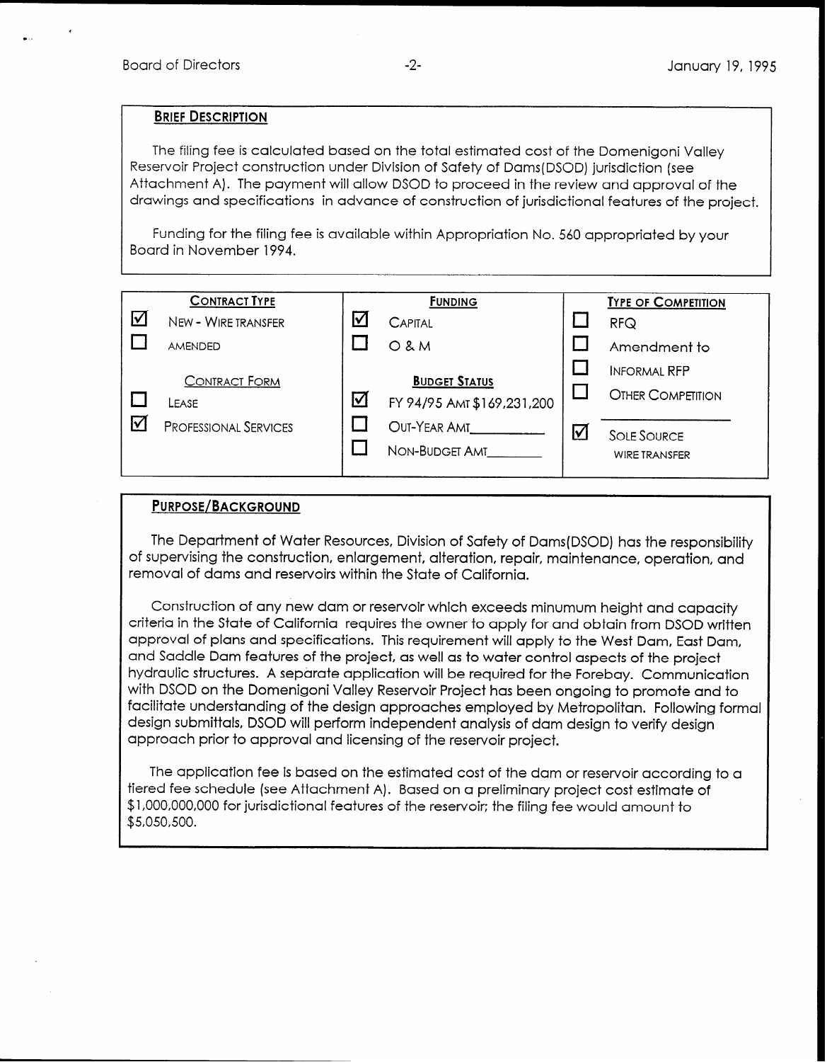## BRIEF DESCRIPTION

The filing fee is calculated based on the total estimated cost of the Domenigoni Valley Reservoir Project construction under Division of Safety of Dams(DSOD) jurisdiction (see Attachment A). The payment will allow DSOD to proceed in the review and approval of the drawings and specifications in advance of construction of jurisdictional features of the project.

Funding for the filing fee is available within Appropriation No. 560 appropriated by your Board in November 1994.

| CONTRACT TYPE | FUNDING | TYPE OF COMPETITION |
|---|---|---|
| ☑ NEW - WIRE TRANSFER | ☑ CAPITAL | ☐ RFQ |
| ☐ AMENDED | ☐ O & M | ☐ Amendment to |
| CONTRACT FORM | BUDGET STATUS | ☐ INFORMAL RFP |
| ☐ LEASE | ☑ FY 94/95 AMT $169,231,200 | ☐ OTHER COMPETITION |
| ☑ PROFESSIONAL SERVICES | ☐ OUT-YEAR AMT________ | ☑ SOLE SOURCE WIRE TRANSFER |
| | ☐ NON-BUDGET AMT________ | |

## PURPOSE/BACKGROUND

The Department of Water Resources, Division of Safety of Dams(DSOD) has the responsibility of supervising the construction, enlargement, alteration, repair, maintenance, operation, and removal of dams and reservoirs within the State of California.

Construction of any new dam or reservoir which exceeds minumum height and capacity criteria in the State of California requires the owner to apply for and obtain from DSOD written approval of plans and specifications. This requirement will apply to the West Dam, East Dam, and Saddle Dam features of the project, as well as to water control aspects of the project hydraulic structures. A separate application will be required for the Forebay. Communication with DSOD on the Domenigoni Valley Reservoir Project has been ongoing to promote and to facilitate understanding of the design approaches employed by Metropolitan. Following formal design submittals, DSOD will perform independent analysis of dam design to verify design approach prior to approval and licensing of the reservoir project.

The application fee is based on the estimated cost of the dam or reservoir according to a tiered fee schedule (see Attachment A). Based on a preliminary project cost estimate of $1,000,000,000 for jurisdictional features of the reservoir; the filing fee would amount to $5,050,500.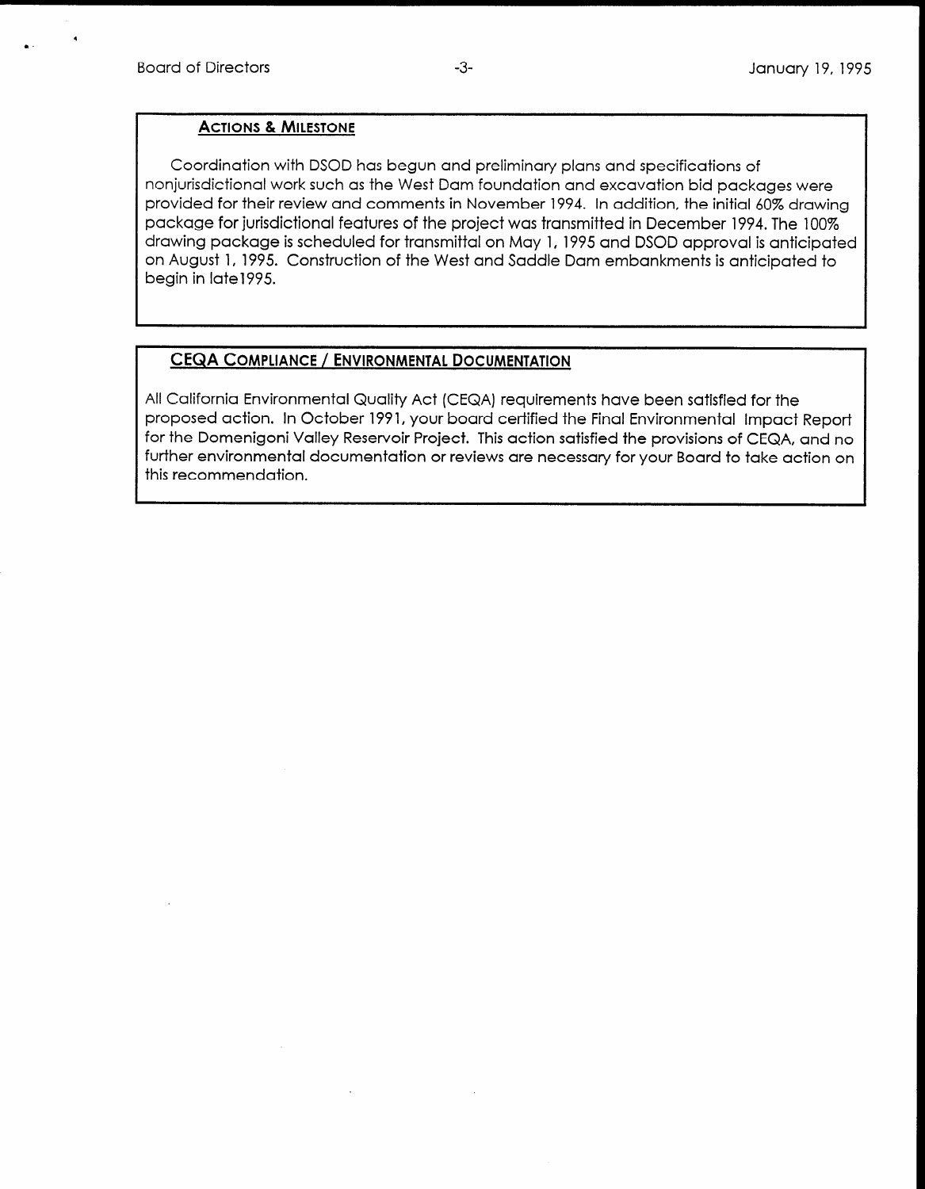## ACTIONS & MILESTONE

Coordination with DSOD has begun and preliminary plans and specifications of nonjurisdictional work such as the West Dam foundation and excavation bid packages were provided for their review and comments in November 1994. In addition, the initial 60% drawing package for jurisdictional features of the project was transmitted in December 1994. The 100% drawing package is scheduled for transmittal on May 1, 1995 and DSOD approval is anticipated on August 1, 1995. Construction of the West and Saddle Dam embankments is anticipated to begin in late1995.

## CEQA COMPLIANCE / ENVIRONMENTAL DOCUMENTATION

All California Environmental Quality Act (CEQA) requirements have been satisfied for the proposed action. In October 1991, your board certified the Final Environmental Impact Report for the Domenigoni Valley Reservoir Project. This action satisfied the provisions of CEQA, and no further environmental documentation or reviews are necessary for your Board to take action on this recommendation.